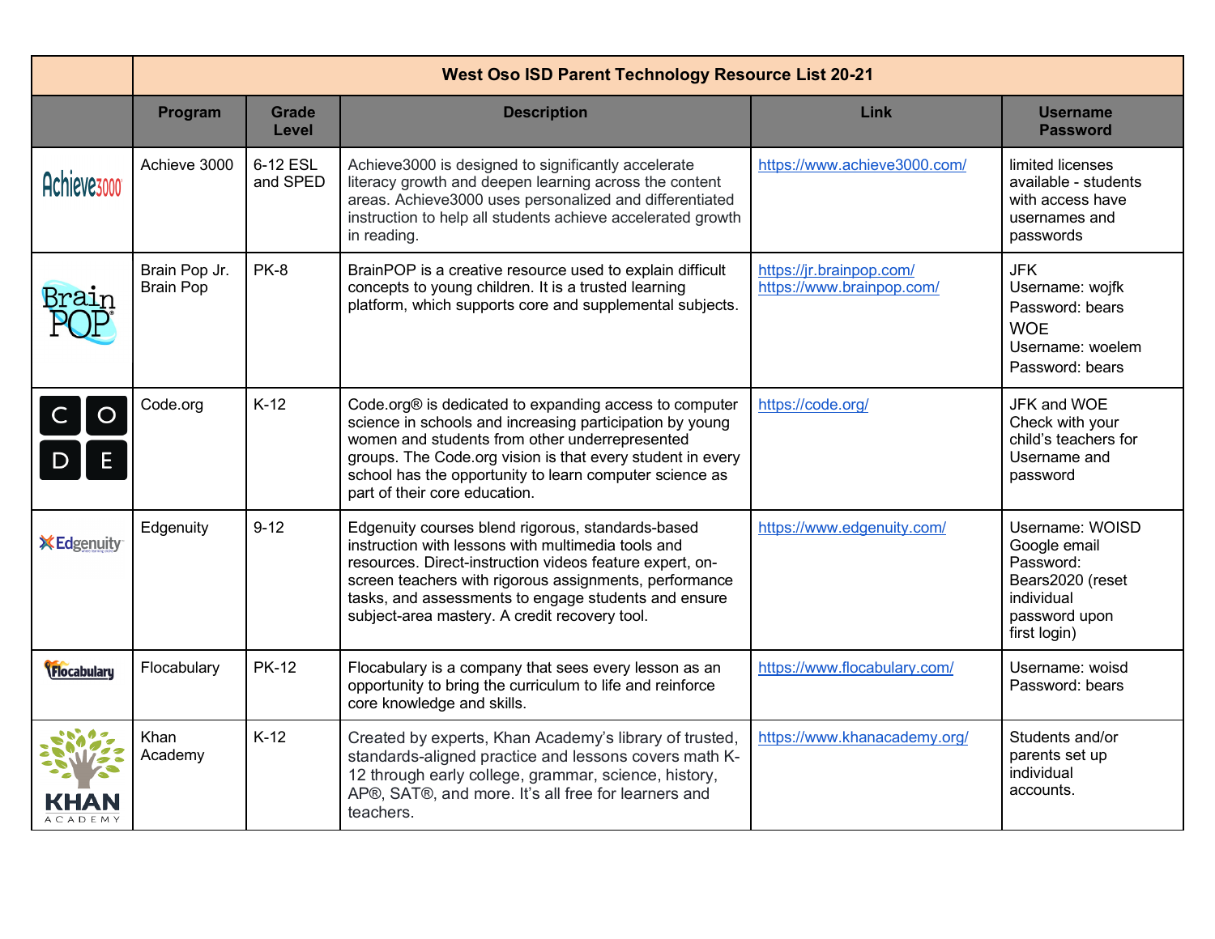| | West Oso ISD Parent Technology Resource List 20-21 | | | | |
|---|---|---|---|---|---|
| | **Program** | **Grade Level** | **Description** | **Link** | **Username Password** |
| | Achieve 3000 | 6-12 ESL and SPED | Achieve3000 is designed to significantly accelerate literacy growth and deepen learning across the content areas. Achieve3000 uses personalized and differentiated instruction to help all students achieve accelerated growth in reading. | https://www.achieve3000.com/ | limited licenses available - students with access have usernames and passwords |
| | Brain Pop Jr. Brain Pop | PK-8 | BrainPOP is a creative resource used to explain difficult concepts to young children. It is a trusted learning platform, which supports core and supplemental subjects. | https://jr.brainpop.com/ https://www.brainpop.com/ | JFK Username: wojfk Password: bears WOE Username: woelem Password: bears |
| | Code.org | K-12 | Code.org® is dedicated to expanding access to computer science in schools and increasing participation by young women and students from other underrepresented groups. The Code.org vision is that every student in every school has the opportunity to learn computer science as part of their core education. | https://code.org/ | JFK and WOE Check with your child's teachers for Username and password |
| | Edgenuity | 9-12 | Edgenuity courses blend rigorous, standards-based instruction with lessons with multimedia tools and resources. Direct-instruction videos feature expert, on-screen teachers with rigorous assignments, performance tasks, and assessments to engage students and ensure subject-area mastery. A credit recovery tool. | https://www.edgenuity.com/ | Username: WOISD Google email Password: Bears2020 (reset individual password upon first login) |
| | Flocabulary | PK-12 | Flocabulary is a company that sees every lesson as an opportunity to bring the curriculum to life and reinforce core knowledge and skills. | https://www.flocabulary.com/ | Username: woisd Password: bears |
| | Khan Academy | K-12 | Created by experts, Khan Academy's library of trusted, standards-aligned practice and lessons covers math K-12 through early college, grammar, science, history, AP®, SAT®, and more. It's all free for learners and teachers. | https://www.khanacademy.org/ | Students and/or parents set up individual accounts. |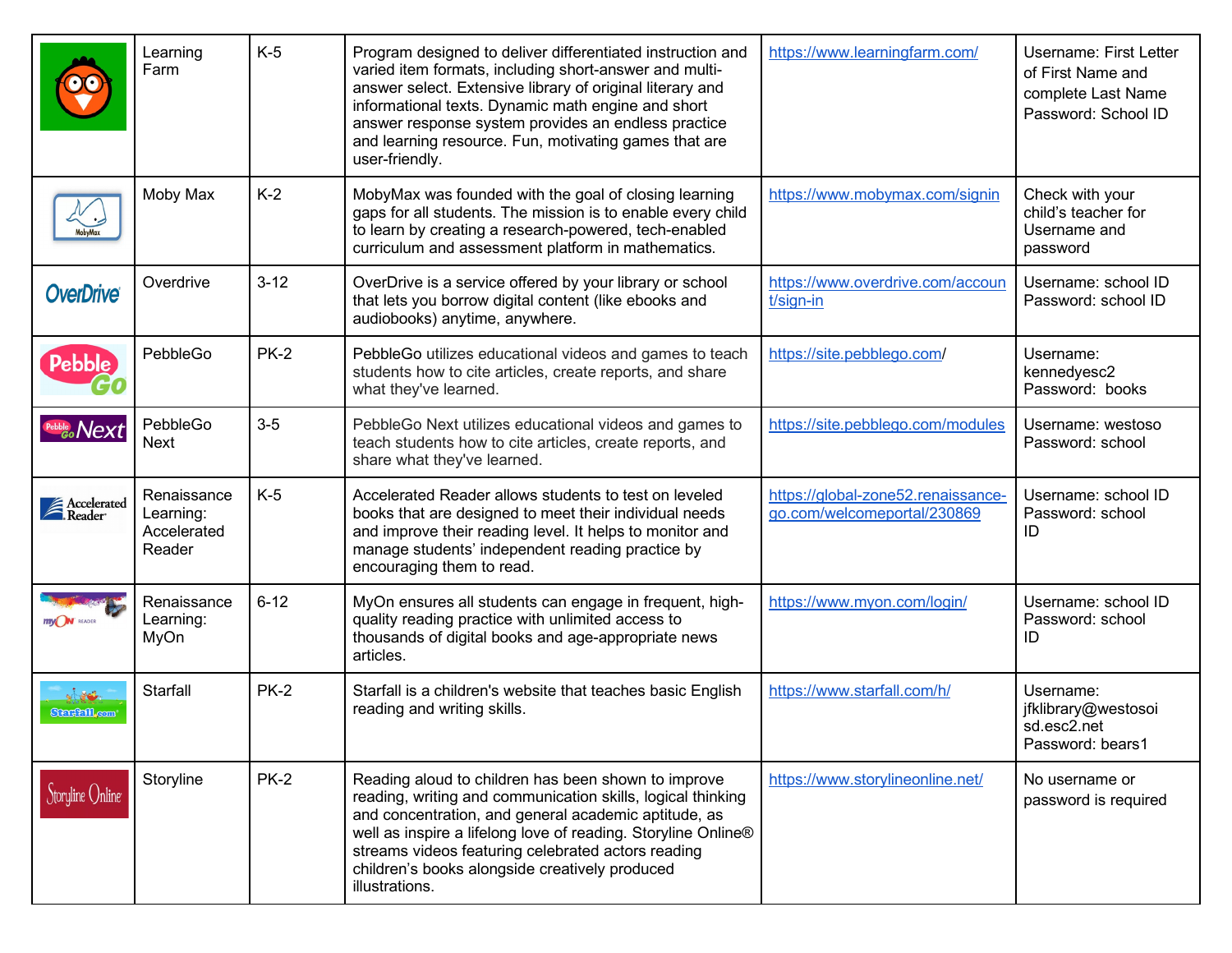| | | | | | |
|---|---|---|---|---|---|
| | Learning Farm | K-5 | Program designed to deliver differentiated instruction and varied item formats, including short-answer and multi-answer select. Extensive library of original literary and informational texts. Dynamic math engine and short answer response system provides an endless practice and learning resource. Fun, motivating games that are user-friendly. | https://www.learningfarm.com/ | Username: First Letter of First Name and complete Last Name<br>Password: School ID |
| | Moby Max | K-2 | MobyMax was founded with the goal of closing learning gaps for all students. The mission is to enable every child to learn by creating a research-powered, tech-enabled curriculum and assessment platform in mathematics. | https://www.mobymax.com/signin | Check with your child's teacher for Username and password |
| | Overdrive | 3-12 | OverDrive is a service offered by your library or school that lets you borrow digital content (like ebooks and audiobooks) anytime, anywhere. | https://www.overdrive.com/account/sign-in | Username: school ID<br>Password: school ID |
| | PebbleGo | PK-2 | PebbleGo utilizes educational videos and games to teach students how to cite articles, create reports, and share what they've learned. | https://site.pebblego.com/ | Username: kennedyesc2<br>Password: books |
| | PebbleGo Next | 3-5 | PebbleGo Next utilizes educational videos and games to teach students how to cite articles, create reports, and share what they've learned. | https://site.pebblego.com/modules | Username: westoso<br>Password: school |
| | Renaissance Learning: Accelerated Reader | K-5 | Accelerated Reader allows students to test on leveled books that are designed to meet their individual needs and improve their reading level. It helps to monitor and manage students' independent reading practice by encouraging them to read. | https://global-zone52.renaissance-go.com/welcomeportal/230869 | Username: school ID<br>Password: school ID |
| | Renaissance Learning: MyOn | 6-12 | MyOn ensures all students can engage in frequent, high-quality reading practice with unlimited access to thousands of digital books and age-appropriate news articles. | https://www.myon.com/login/ | Username: school ID<br>Password: school ID |
| | Starfall | PK-2 | Starfall is a children's website that teaches basic English reading and writing skills. | https://www.starfall.com/h/ | Username: jfklibrary@westosoisd.esc2.net<br>Password: bears1 |
| | Storyline | PK-2 | Reading aloud to children has been shown to improve reading, writing and communication skills, logical thinking and concentration, and general academic aptitude, as well as inspire a lifelong love of reading. Storyline Online® streams videos featuring celebrated actors reading children's books alongside creatively produced illustrations. | https://www.storylineonline.net/ | No username or password is required |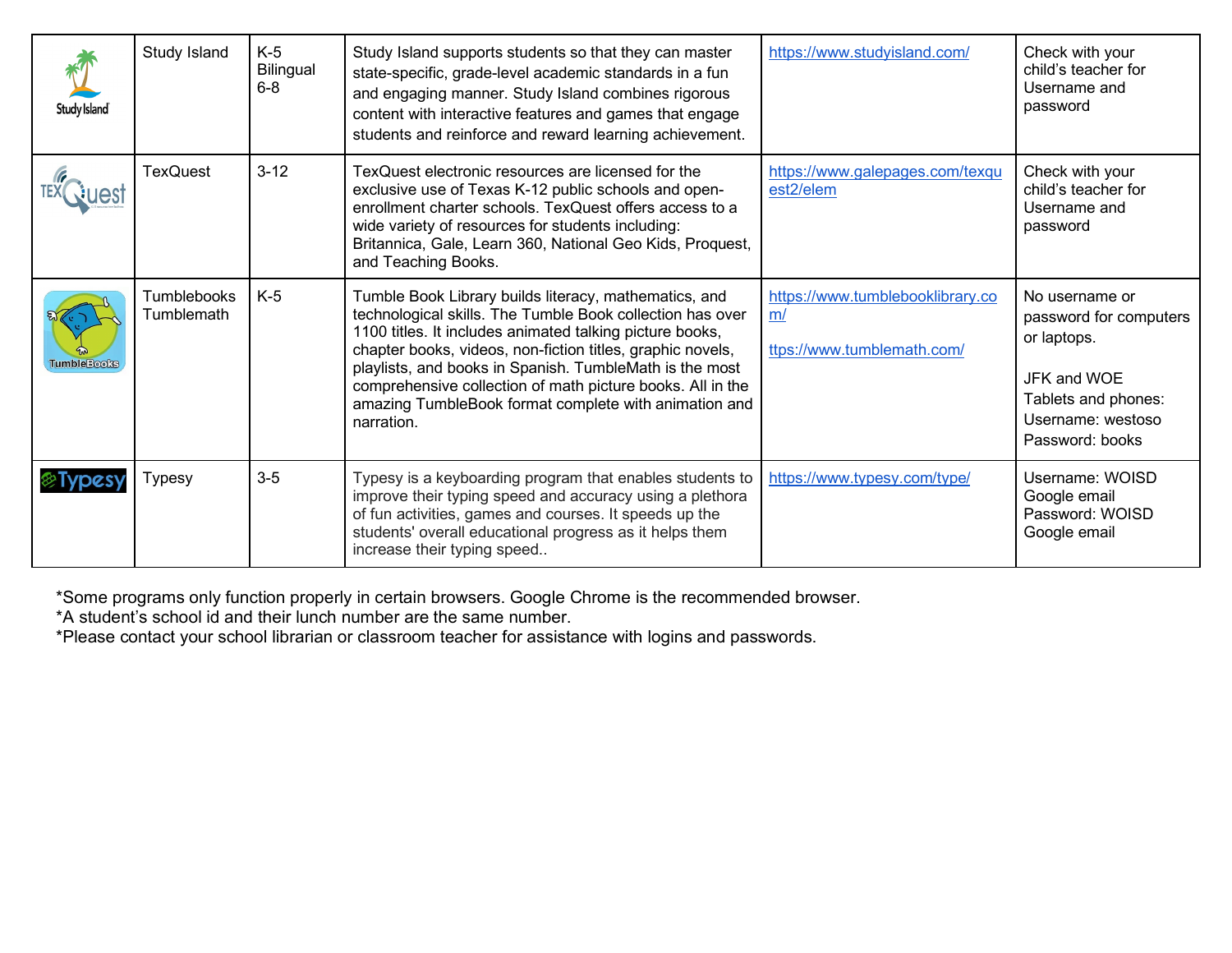| | | | | | |
|---|---|---|---|---|---|
| Study Island | Study Island | K-5 Bilingual 6-8 | Study Island supports students so that they can master state-specific, grade-level academic standards in a fun and engaging manner. Study Island combines rigorous content with interactive features and games that engage students and reinforce and reward learning achievement. | https://www.studyisland.com/ | Check with your child's teacher for Username and password |
| TexQuest | TexQuest | 3-12 | TexQuest electronic resources are licensed for the exclusive use of Texas K-12 public schools and open-enrollment charter schools. TexQuest offers access to a wide variety of resources for students including: Britannica, Gale, Learn 360, National Geo Kids, Proquest, and Teaching Books. | https://www.galepages.com/texquest2/elem | Check with your child's teacher for Username and password |
| TumbleBooks | Tumblebooks Tumblemath | K-5 | Tumble Book Library builds literacy, mathematics, and technological skills. The Tumble Book collection has over 1100 titles. It includes animated talking picture books, chapter books, videos, non-fiction titles, graphic novels, playlists, and books in Spanish. TumbleMath is the most comprehensive collection of math picture books. All in the amazing TumbleBook format complete with animation and narration. | https://www.tumblebooklibrary.com/ ttps://www.tumblemath.com/ | No username or password for computers or laptops. JFK and WOE Tablets and phones: Username: westoso Password: books |
| Typesy | Typesy | 3-5 | Typesy is a keyboarding program that enables students to improve their typing speed and accuracy using a plethora of fun activities, games and courses. It speeds up the students' overall educational progress as it helps them increase their typing speed.. | https://www.typesy.com/type/ | Username: WOISD Google email Password: WOISD Google email |

*Some programs only function properly in certain browsers. Google Chrome is the recommended browser.
*A student's school id and their lunch number are the same number.
*Please contact your school librarian or classroom teacher for assistance with logins and passwords.